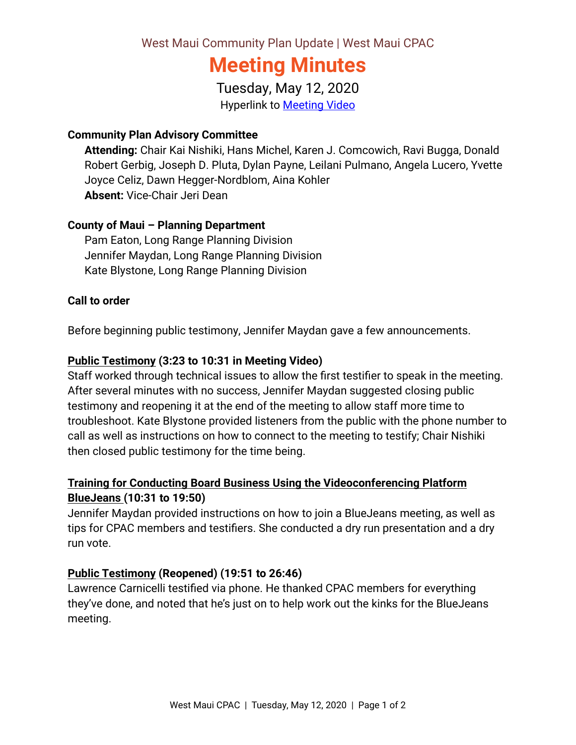West Maui Community Plan Update | West Maui CPAC

# Meeting Minutes

Tuesday, May 12, 2020

Hyperlink to Meeting Video

**Community Plan Advisory Committee**

**Attending:** Chair Kai Nishiki, Hans Michel, Karen J. Comcowich, Ravi Bugga, Donald Robert Gerbig, Joseph D. Pluta, Dylan Payne, Leilani Pulmano, Angela Lucero, Yvette Joyce Celiz, Dawn Hegger-Nordblom, Aina Kohler

**Absent:** Vice-Chair Jeri Dean

**County of Maui – Planning Department**

Pam Eaton, Long Range Planning Division
Jennifer Maydan, Long Range Planning Division
Kate Blystone, Long Range Planning Division

**Call to order**

Before beginning public testimony, Jennifer Maydan gave a few announcements.

**Public Testimony (3:23 to 10:31 in Meeting Video)**

Staff worked through technical issues to allow the first testifier to speak in the meeting. After several minutes with no success, Jennifer Maydan suggested closing public testimony and reopening it at the end of the meeting to allow staff more time to troubleshoot. Kate Blystone provided listeners from the public with the phone number to call as well as instructions on how to connect to the meeting to testify; Chair Nishiki then closed public testimony for the time being.

**Training for Conducting Board Business Using the Videoconferencing Platform BlueJeans (10:31 to 19:50)**

Jennifer Maydan provided instructions on how to join a BlueJeans meeting, as well as tips for CPAC members and testifiers. She conducted a dry run presentation and a dry run vote.

**Public Testimony (Reopened) (19:51 to 26:46)**

Lawrence Carnicelli testified via phone. He thanked CPAC members for everything they've done, and noted that he's just on to help work out the kinks for the BlueJeans meeting.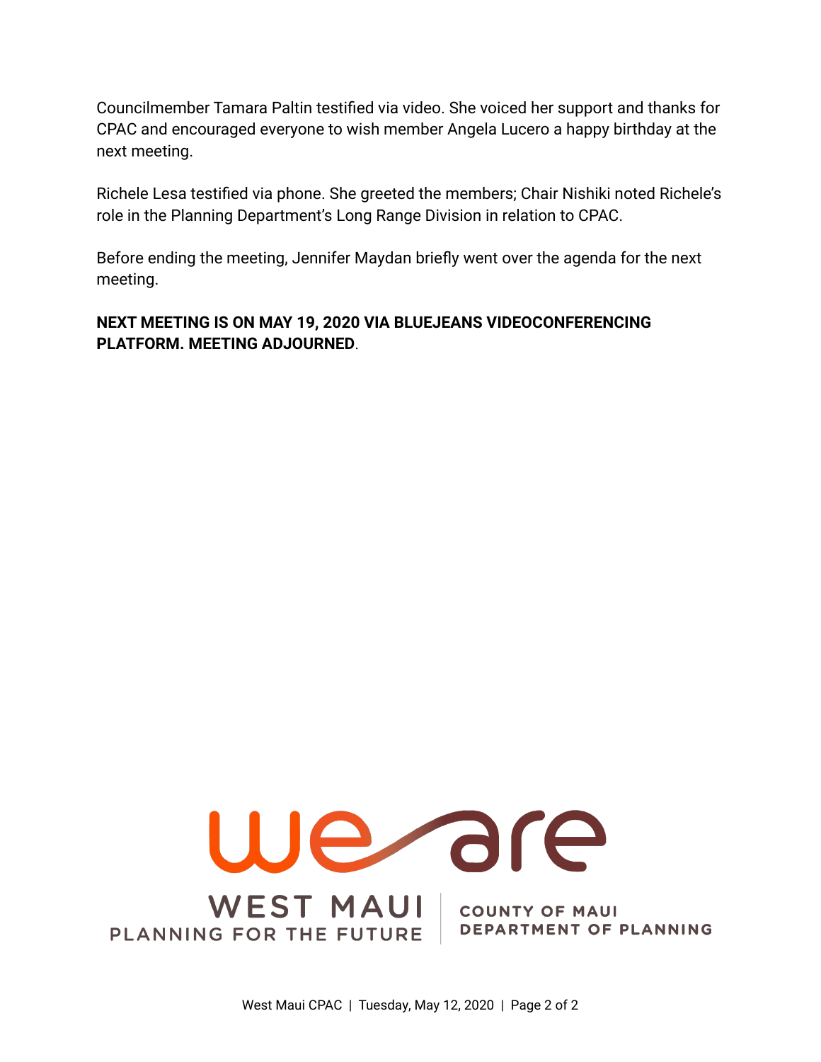Councilmember Tamara Paltin testified via video. She voiced her support and thanks for CPAC and encouraged everyone to wish member Angela Lucero a happy birthday at the next meeting.

Richele Lesa testified via phone. She greeted the members; Chair Nishiki noted Richele's role in the Planning Department's Long Range Division in relation to CPAC.

Before ending the meeting, Jennifer Maydan briefly went over the agenda for the next meeting.

**NEXT MEETING IS ON MAY 19, 2020 VIA BLUEJEANS VIDEOCONFERENCING PLATFORM. MEETING ADJOURNED**.

we are

WEST MAUI
PLANNING FOR THE FUTURE

COUNTY OF MAUI
DEPARTMENT OF PLANNING